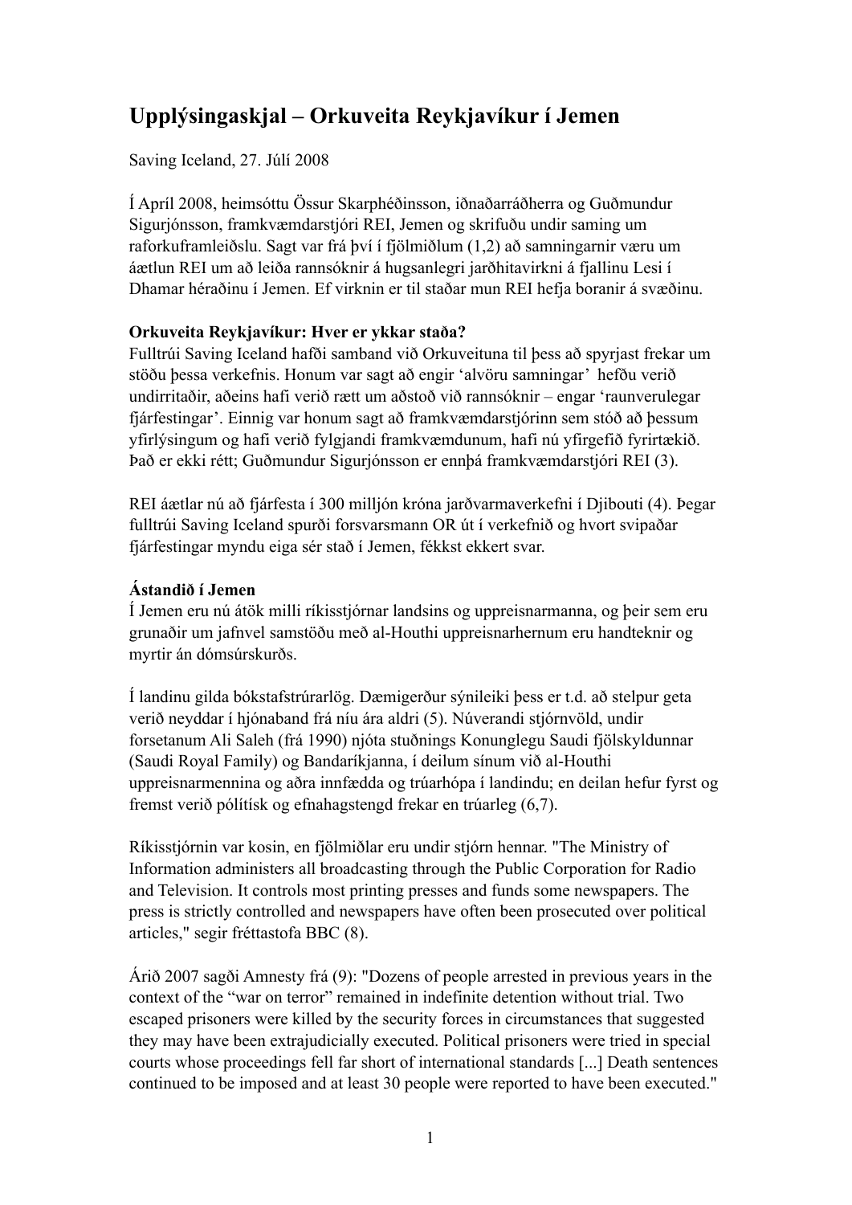# Upplýsingaskjal – Orkuveita Reykjavíkur í Jemen

Saving Iceland, 27. Júlí 2008

Í Apríl 2008, heimsóttu Össur Skarphéðinsson, iðnaðarráðherra og Guðmundur Sigurjónsson, framkvæmdarstjóri REI, Jemen og skrifuðu undir saming um raforkuframleiðslu. Sagt var frá því í fjölmiðlum (1,2) að samningarnir væru um áætlun REI um að leiða rannsóknir á hugsanlegri jarðhitavirkni á fjallinu Lesi í Dhamar héraðinu í Jemen. Ef virknin er til staðar mun REI hefja boranir á svæðinu.

**Orkuveita Reykjavíkur: Hver er ykkar staða?**

Fulltrúi Saving Iceland hafði samband við Orkuveituna til þess að spyrjast frekar um stöðu þessa verkefnis. Honum var sagt að engir 'alvöru samningar' hefðu verið undirritaðir, aðeins hafi verið rætt um aðstoð við rannsóknir – engar 'raunverulegar fjárfestingar'. Einnig var honum sagt að framkvæmdarstjórinn sem stóð að þessum yfirlýsingum og hafi verið fylgjandi framkvæmdunum, hafi nú yfirgefið fyrirtækið. Það er ekki rétt; Guðmundur Sigurjónsson er ennþá framkvæmdarstjóri REI (3).

REI áætlar nú að fjárfesta í 300 milljón króna jarðvarmaverkefni í Djibouti (4). Þegar fulltrúi Saving Iceland spurði forsvarsmann OR út í verkefnið og hvort svipaðar fjárfestingar myndu eiga sér stað í Jemen, fékkst ekkert svar.

**Ástandið í Jemen**

Í Jemen eru nú átök milli ríkisstjórnar landsins og uppreisnarmanna, og þeir sem eru grunaðir um jafnvel samstöðu með al-Houthi uppreisnarhernum eru handteknir og myrtir án dómsúrskurðs.

Í landinu gilda bókstafstrúrarlög. Dæmigerður sýnileiki þess er t.d. að stelpur geta verið neyddar í hjónaband frá níu ára aldri (5). Núverandi stjórnvöld, undir forsetanum Ali Saleh (frá 1990) njóta stuðnings Konunglegu Saudi fjölskyldunnar (Saudi Royal Family) og Bandaríkjanna, í deilum sínum við al-Houthi uppreisnarmennina og aðra innfædda og trúarhópa í landindu; en deilan hefur fyrst og fremst verið pólítísk og efnahagstengd frekar en trúarleg (6,7).

Ríkisstjórnin var kosin, en fjölmiðlar eru undir stjórn hennar. "The Ministry of Information administers all broadcasting through the Public Corporation for Radio and Television. It controls most printing presses and funds some newspapers. The press is strictly controlled and newspapers have often been prosecuted over political articles," segir fréttastofa BBC (8).

Árið 2007 sagði Amnesty frá (9): "Dozens of people arrested in previous years in the context of the "war on terror" remained in indefinite detention without trial. Two escaped prisoners were killed by the security forces in circumstances that suggested they may have been extrajudicially executed. Political prisoners were tried in special courts whose proceedings fell far short of international standards [...] Death sentences continued to be imposed and at least 30 people were reported to have been executed."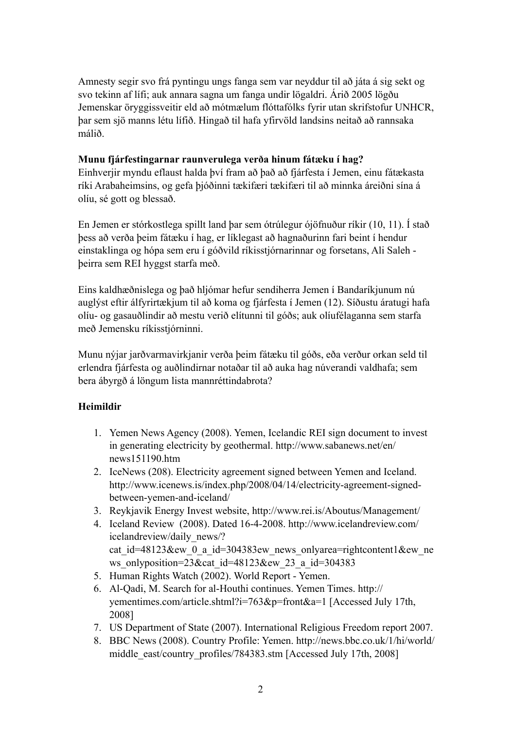Amnesty segir svo frá pyntingu ungs fanga sem var neyddur til að játa á sig sekt og svo tekinn af lífi; auk annara sagna um fanga undir lögaldri. Árið 2005 lögðu Jemenskar öryggissveitir eld að mótmælum flóttafólks fyrir utan skrifstofur UNHCR, þar sem sjö manns létu lífið. Hingað til hafa yfirvöld landsins neitað að rannsaka málið.

**Munu fjárfestingarnar raunverulega verða hinum fátæku í hag?**

Einhverjir myndu eflaust halda því fram að það að fjárfesta í Jemen, einu fátækasta ríki Arabaheimsins, og gefa þjóðinni tækifæri tækifæri til að minnka áreiðni sína á olíu, sé gott og blessað.

En Jemen er stórkostlega spillt land þar sem ótrúlegur ójöfnuður ríkir (10, 11). Í stað þess að verða þeim fátæku í hag, er líklegast að hagnaðurinn fari beint í hendur einstaklinga og hópa sem eru í góðvild ríkisstjórnarinnar og forsetans, Ali Saleh - þeirra sem REI hyggst starfa með.

Eins kaldhæðnislega og það hljómar hefur sendiherra Jemen í Bandaríkjunum nú auglýst eftir álfyrirtækjum til að koma og fjárfesta í Jemen (12). Síðustu áratugi hafa olíu- og gasauðlindir að mestu verið elítunni til góðs; auk olíufélaganna sem starfa með Jemensku ríkisstjórninni.

Munu nýjar jarðvarmavirkjanir verða þeim fátæku til góðs, eða verður orkan seld til erlendra fjárfesta og auðlindirnar notaðar til að auka hag núverandi valdhafa; sem bera ábyrgð á löngum lista mannréttindabrota?

**Heimildir**

1. Yemen News Agency (2008). Yemen, Icelandic REI sign document to invest in generating electricity by geothermal. http://www.sabanews.net/en/news151190.htm
2. IceNews (208). Electricity agreement signed between Yemen and Iceland. http://www.icenews.is/index.php/2008/04/14/electricity-agreement-signed-between-yemen-and-iceland/
3. Reykjavik Energy Invest website, http://www.rei.is/Aboutus/Management/
4. Iceland Review (2008). Dated 16-4-2008. http://www.icelandreview.com/icelandreview/daily_news/?cat_id=48123&ew_0_a_id=304383ew_news_onlyarea=rightcontent1&ew_news_onlyposition=23&cat_id=48123&ew_23_a_id=304383
5. Human Rights Watch (2002). World Report - Yemen.
6. Al-Qadi, M. Search for al-Houthi continues. Yemen Times. http://yementimes.com/article.shtml?i=763&p=front&a=1 [Accessed July 17th, 2008]
7. US Department of State (2007). International Religious Freedom report 2007.
8. BBC News (2008). Country Profile: Yemen. http://news.bbc.co.uk/1/hi/world/middle_east/country_profiles/784383.stm [Accessed July 17th, 2008]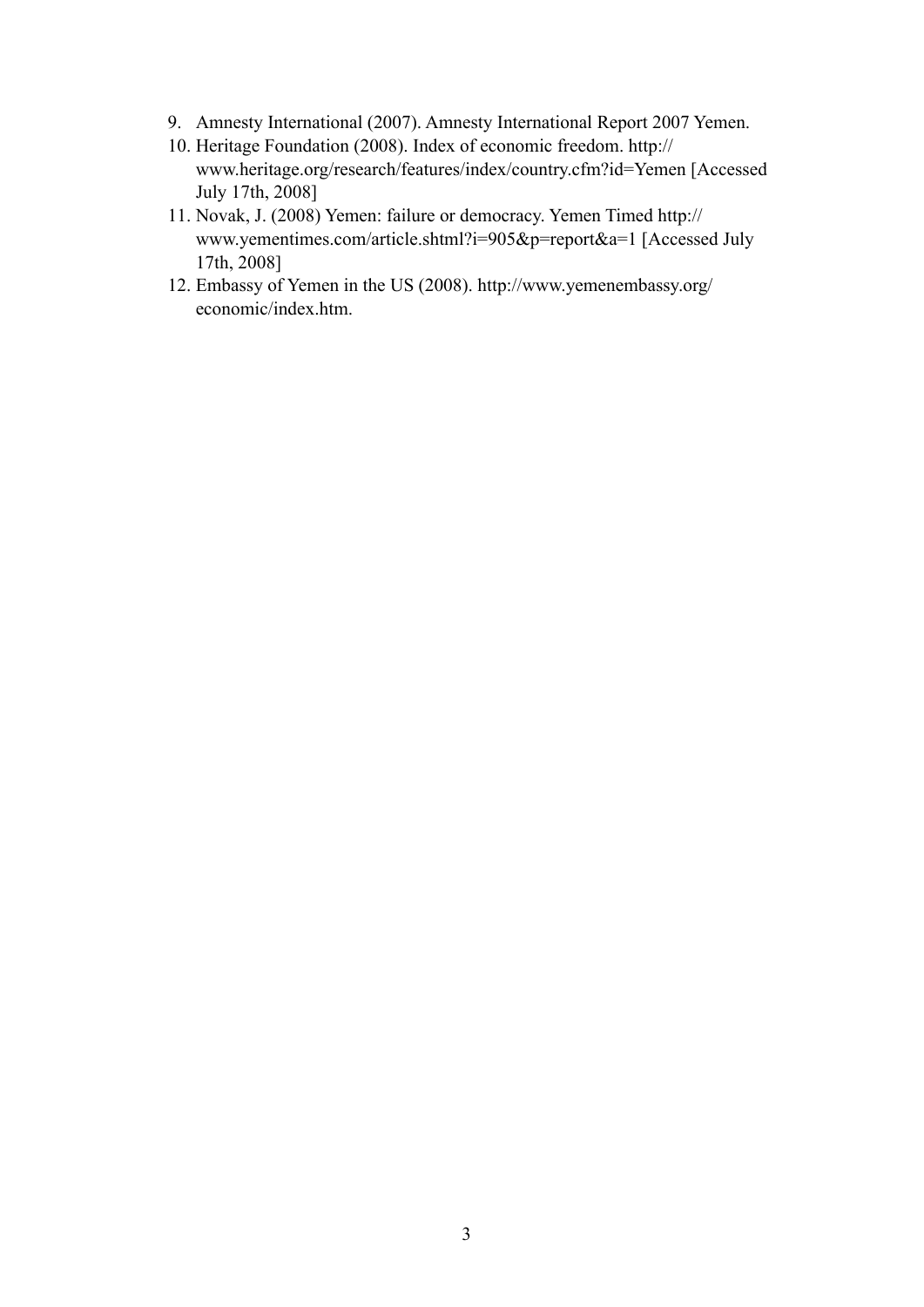9. Amnesty International (2007). Amnesty International Report 2007 Yemen.
10. Heritage Foundation (2008). Index of economic freedom. http://www.heritage.org/research/features/index/country.cfm?id=Yemen [Accessed July 17th, 2008]
11. Novak, J. (2008) Yemen: failure or democracy. Yemen Timed http://www.yementimes.com/article.shtml?i=905&p=report&a=1 [Accessed July 17th, 2008]
12. Embassy of Yemen in the US (2008). http://www.yemenembassy.org/economic/index.htm.